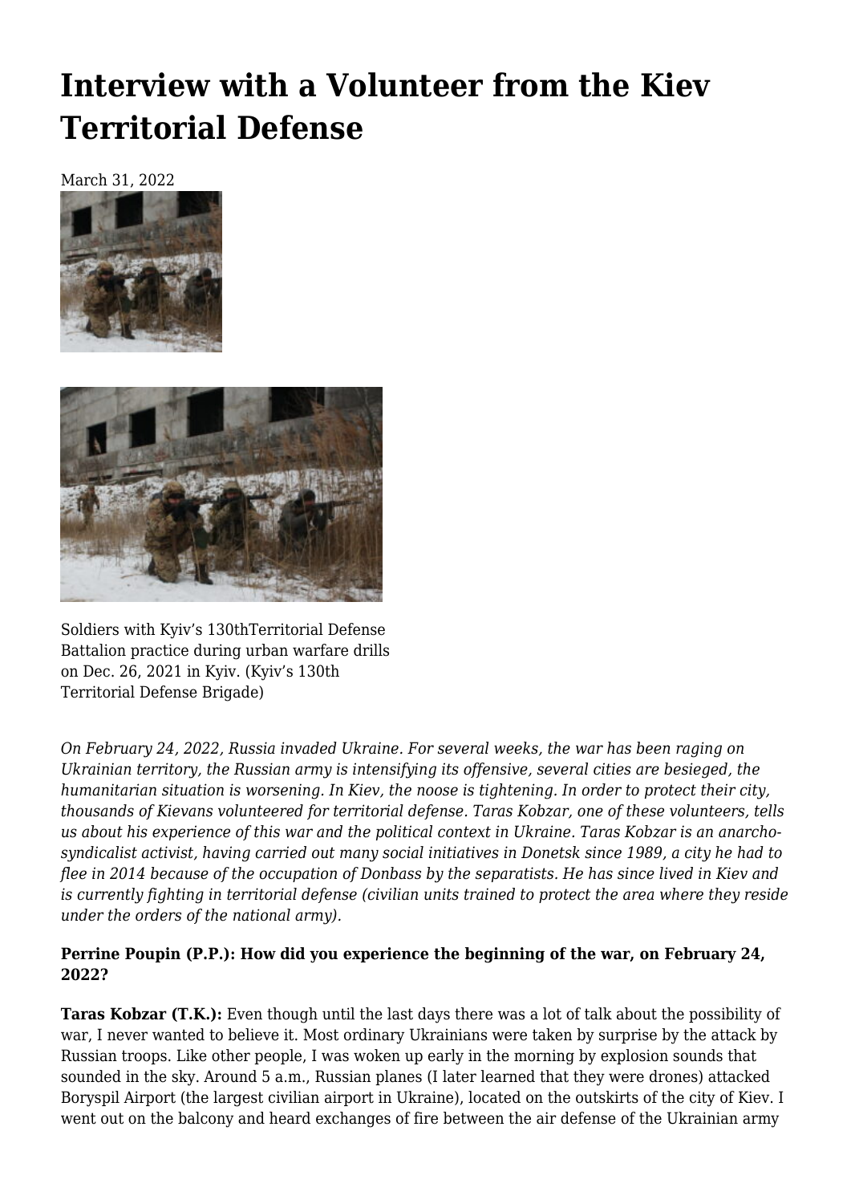# Interview with a Volunteer from the Kiev Territorial Defense

March 31, 2022

Soldiers with Kyiv's 130thTerritorial Defense Battalion practice during urban warfare drills on Dec. 26, 2021 in Kyiv. (Kyiv's 130th Territorial Defense Brigade)

*On February 24, 2022, Russia invaded Ukraine. For several weeks, the war has been raging on Ukrainian territory, the Russian army is intensifying its offensive, several cities are besieged, the humanitarian situation is worsening. In Kiev, the noose is tightening. In order to protect their city, thousands of Kievans volunteered for territorial defense. Taras Kobzar, one of these volunteers, tells us about his experience of this war and the political context in Ukraine. Taras Kobzar is an anarcho-syndicalist activist, having carried out many social initiatives in Donetsk since 1989, a city he had to flee in 2014 because of the occupation of Donbass by the separatists. He has since lived in Kiev and is currently fighting in territorial defense (civilian units trained to protect the area where they reside under the orders of the national army).*

**Perrine Poupin (P.P.): How did you experience the beginning of the war, on February 24, 2022?**

**Taras Kobzar (T.K.):** Even though until the last days there was a lot of talk about the possibility of war, I never wanted to believe it. Most ordinary Ukrainians were taken by surprise by the attack by Russian troops. Like other people, I was woken up early in the morning by explosion sounds that sounded in the sky. Around 5 a.m., Russian planes (I later learned that they were drones) attacked Boryspil Airport (the largest civilian airport in Ukraine), located on the outskirts of the city of Kiev. I went out on the balcony and heard exchanges of fire between the air defense of the Ukrainian army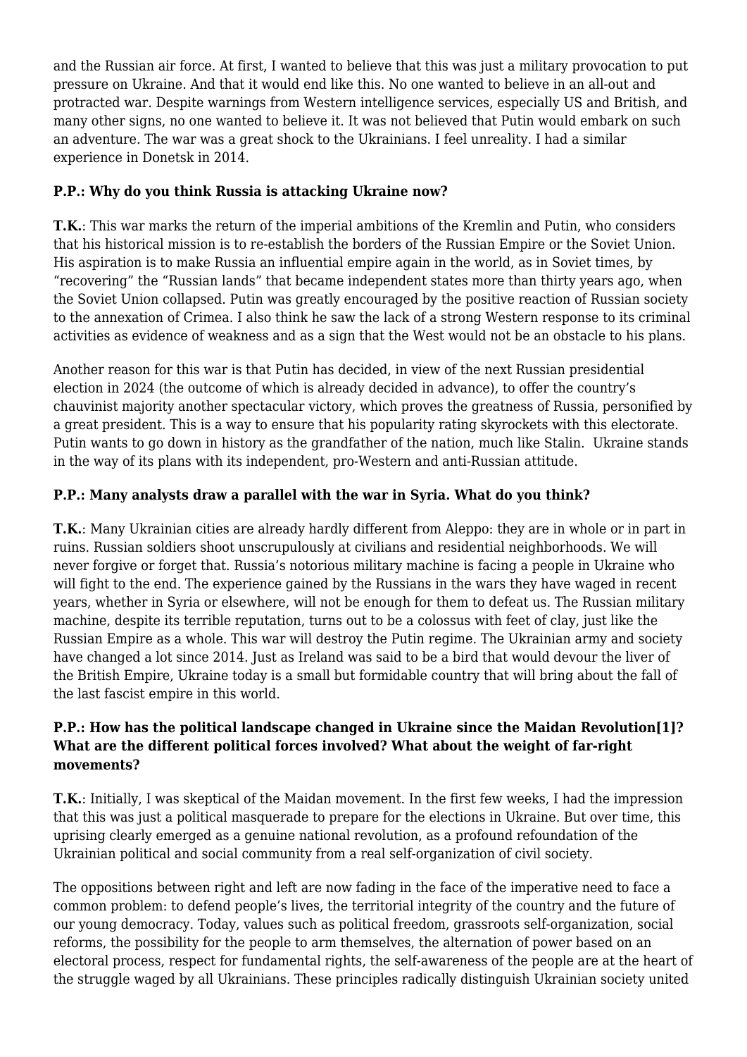and the Russian air force. At first, I wanted to believe that this was just a military provocation to put pressure on Ukraine. And that it would end like this. No one wanted to believe in an all-out and protracted war. Despite warnings from Western intelligence services, especially US and British, and many other signs, no one wanted to believe it. It was not believed that Putin would embark on such an adventure. The war was a great shock to the Ukrainians. I feel unreality. I had a similar experience in Donetsk in 2014.

**P.P.: Why do you think Russia is attacking Ukraine now?**

**T.K.**: This war marks the return of the imperial ambitions of the Kremlin and Putin, who considers that his historical mission is to re-establish the borders of the Russian Empire or the Soviet Union. His aspiration is to make Russia an influential empire again in the world, as in Soviet times, by "recovering" the "Russian lands" that became independent states more than thirty years ago, when the Soviet Union collapsed. Putin was greatly encouraged by the positive reaction of Russian society to the annexation of Crimea. I also think he saw the lack of a strong Western response to its criminal activities as evidence of weakness and as a sign that the West would not be an obstacle to his plans.

Another reason for this war is that Putin has decided, in view of the next Russian presidential election in 2024 (the outcome of which is already decided in advance), to offer the country's chauvinist majority another spectacular victory, which proves the greatness of Russia, personified by a great president. This is a way to ensure that his popularity rating skyrockets with this electorate. Putin wants to go down in history as the grandfather of the nation, much like Stalin. Ukraine stands in the way of its plans with its independent, pro-Western and anti-Russian attitude.

**P.P.: Many analysts draw a parallel with the war in Syria. What do you think?**

**T.K.**: Many Ukrainian cities are already hardly different from Aleppo: they are in whole or in part in ruins. Russian soldiers shoot unscrupulously at civilians and residential neighborhoods. We will never forgive or forget that. Russia's notorious military machine is facing a people in Ukraine who will fight to the end. The experience gained by the Russians in the wars they have waged in recent years, whether in Syria or elsewhere, will not be enough for them to defeat us. The Russian military machine, despite its terrible reputation, turns out to be a colossus with feet of clay, just like the Russian Empire as a whole. This war will destroy the Putin regime. The Ukrainian army and society have changed a lot since 2014. Just as Ireland was said to be a bird that would devour the liver of the British Empire, Ukraine today is a small but formidable country that will bring about the fall of the last fascist empire in this world.

**P.P.: How has the political landscape changed in Ukraine since the Maidan Revolution[1]? What are the different political forces involved? What about the weight of far-right movements?**

**T.K.**: Initially, I was skeptical of the Maidan movement. In the first few weeks, I had the impression that this was just a political masquerade to prepare for the elections in Ukraine. But over time, this uprising clearly emerged as a genuine national revolution, as a profound refoundation of the Ukrainian political and social community from a real self-organization of civil society.

The oppositions between right and left are now fading in the face of the imperative need to face a common problem: to defend people's lives, the territorial integrity of the country and the future of our young democracy. Today, values such as political freedom, grassroots self-organization, social reforms, the possibility for the people to arm themselves, the alternation of power based on an electoral process, respect for fundamental rights, the self-awareness of the people are at the heart of the struggle waged by all Ukrainians. These principles radically distinguish Ukrainian society united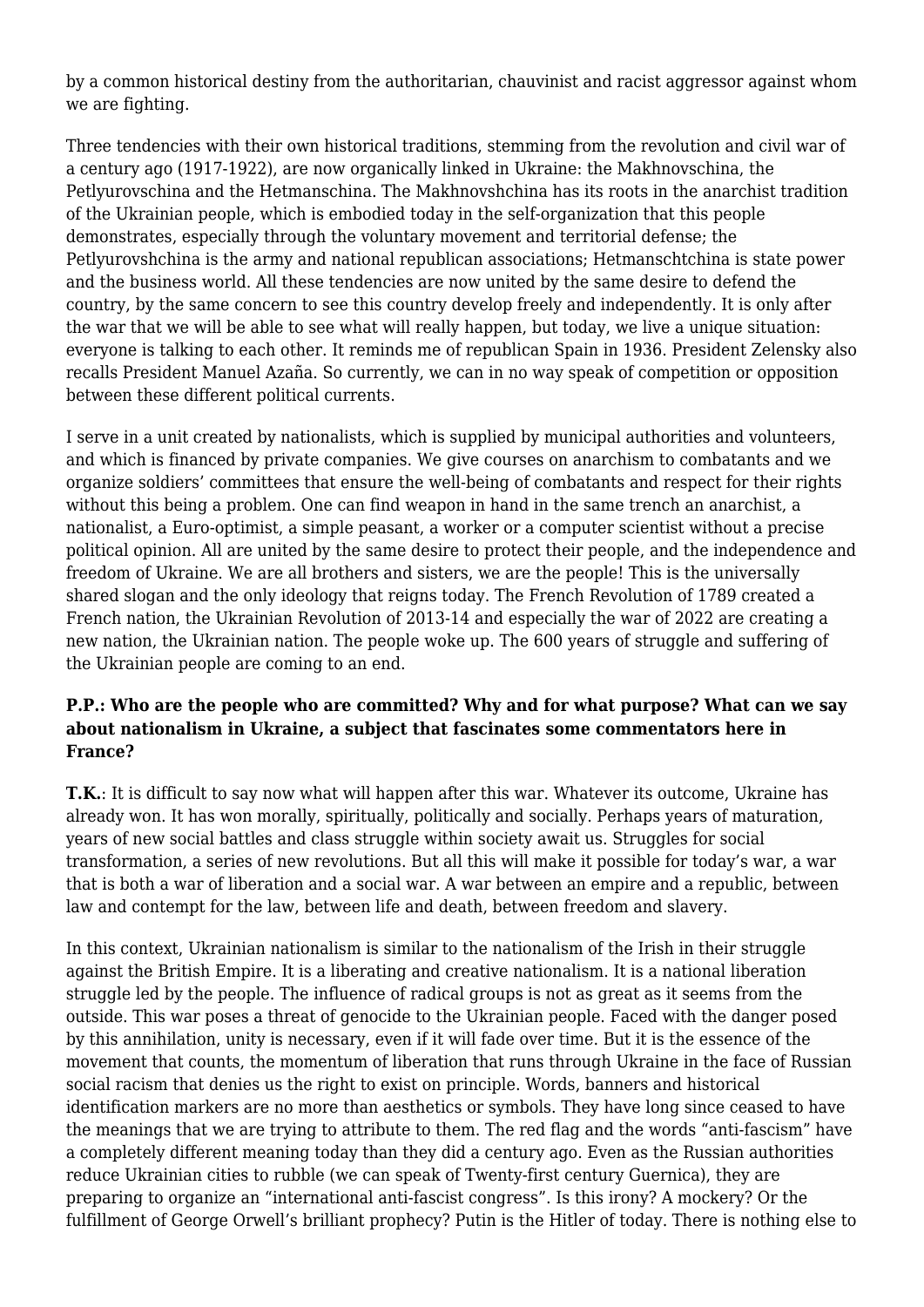by a common historical destiny from the authoritarian, chauvinist and racist aggressor against whom we are fighting.

Three tendencies with their own historical traditions, stemming from the revolution and civil war of a century ago (1917-1922), are now organically linked in Ukraine: the Makhnovschina, the Petlyurovschina and the Hetmanschina. The Makhnovshchina has its roots in the anarchist tradition of the Ukrainian people, which is embodied today in the self-organization that this people demonstrates, especially through the voluntary movement and territorial defense; the Petlyurovshchina is the army and national republican associations; Hetmanschtchina is state power and the business world. All these tendencies are now united by the same desire to defend the country, by the same concern to see this country develop freely and independently. It is only after the war that we will be able to see what will really happen, but today, we live a unique situation: everyone is talking to each other. It reminds me of republican Spain in 1936. President Zelensky also recalls President Manuel Azaña. So currently, we can in no way speak of competition or opposition between these different political currents.

I serve in a unit created by nationalists, which is supplied by municipal authorities and volunteers, and which is financed by private companies. We give courses on anarchism to combatants and we organize soldiers' committees that ensure the well-being of combatants and respect for their rights without this being a problem. One can find weapon in hand in the same trench an anarchist, a nationalist, a Euro-optimist, a simple peasant, a worker or a computer scientist without a precise political opinion. All are united by the same desire to protect their people, and the independence and freedom of Ukraine. We are all brothers and sisters, we are the people! This is the universally shared slogan and the only ideology that reigns today. The French Revolution of 1789 created a French nation, the Ukrainian Revolution of 2013-14 and especially the war of 2022 are creating a new nation, the Ukrainian nation. The people woke up. The 600 years of struggle and suffering of the Ukrainian people are coming to an end.

**P.P.: Who are the people who are committed? Why and for what purpose? What can we say about nationalism in Ukraine, a subject that fascinates some commentators here in France?**

**T.K.**: It is difficult to say now what will happen after this war. Whatever its outcome, Ukraine has already won. It has won morally, spiritually, politically and socially. Perhaps years of maturation, years of new social battles and class struggle within society await us. Struggles for social transformation, a series of new revolutions. But all this will make it possible for today's war, a war that is both a war of liberation and a social war. A war between an empire and a republic, between law and contempt for the law, between life and death, between freedom and slavery.

In this context, Ukrainian nationalism is similar to the nationalism of the Irish in their struggle against the British Empire. It is a liberating and creative nationalism. It is a national liberation struggle led by the people. The influence of radical groups is not as great as it seems from the outside. This war poses a threat of genocide to the Ukrainian people. Faced with the danger posed by this annihilation, unity is necessary, even if it will fade over time. But it is the essence of the movement that counts, the momentum of liberation that runs through Ukraine in the face of Russian social racism that denies us the right to exist on principle. Words, banners and historical identification markers are no more than aesthetics or symbols. They have long since ceased to have the meanings that we are trying to attribute to them. The red flag and the words "anti-fascism" have a completely different meaning today than they did a century ago. Even as the Russian authorities reduce Ukrainian cities to rubble (we can speak of Twenty-first century Guernica), they are preparing to organize an "international anti-fascist congress". Is this irony? A mockery? Or the fulfillment of George Orwell's brilliant prophecy? Putin is the Hitler of today. There is nothing else to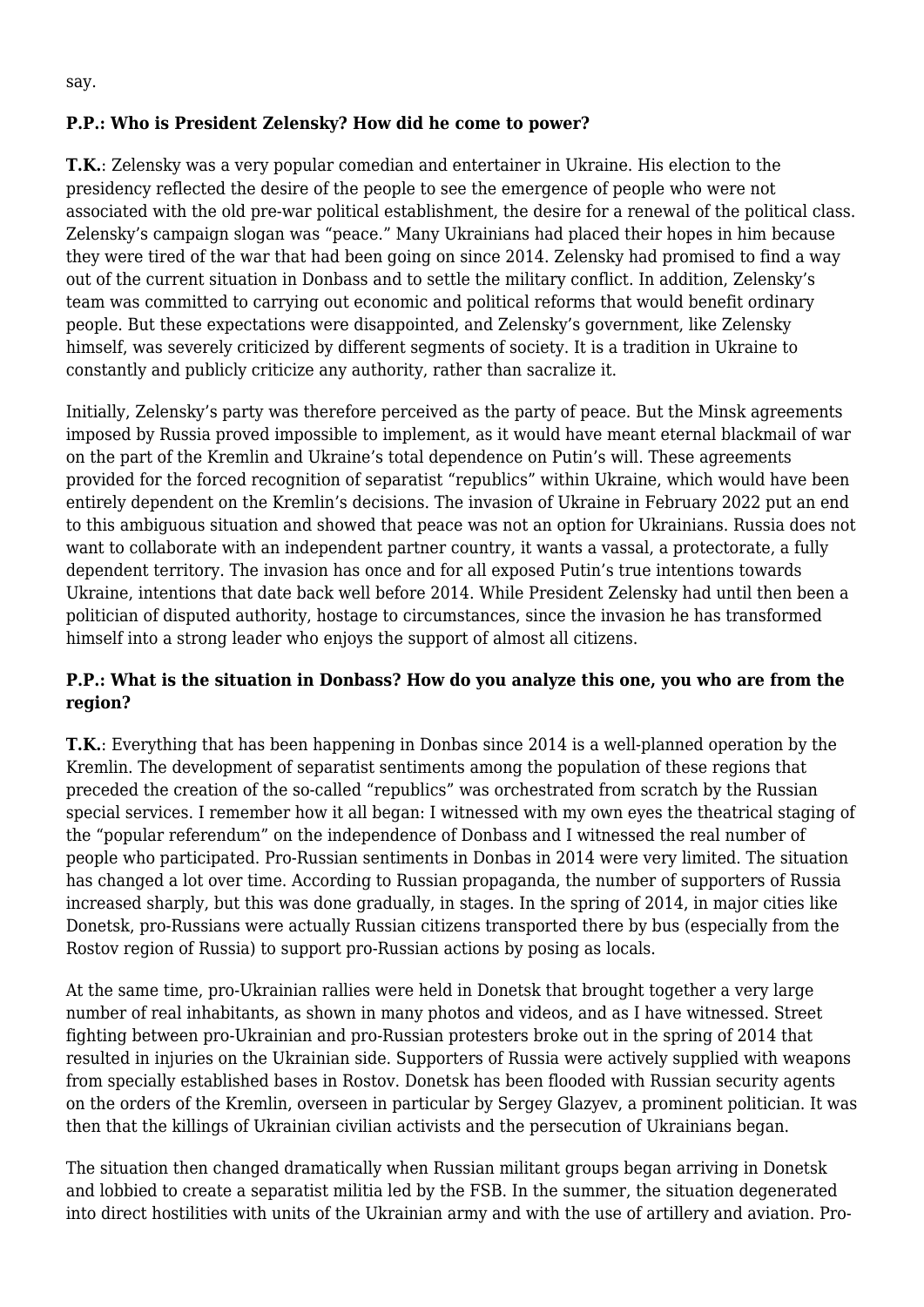say.

**P.P.: Who is President Zelensky? How did he come to power?**

**T.K.**: Zelensky was a very popular comedian and entertainer in Ukraine. His election to the presidency reflected the desire of the people to see the emergence of people who were not associated with the old pre-war political establishment, the desire for a renewal of the political class. Zelensky's campaign slogan was "peace." Many Ukrainians had placed their hopes in him because they were tired of the war that had been going on since 2014. Zelensky had promised to find a way out of the current situation in Donbass and to settle the military conflict. In addition, Zelensky's team was committed to carrying out economic and political reforms that would benefit ordinary people. But these expectations were disappointed, and Zelensky's government, like Zelensky himself, was severely criticized by different segments of society. It is a tradition in Ukraine to constantly and publicly criticize any authority, rather than sacralize it.

Initially, Zelensky's party was therefore perceived as the party of peace. But the Minsk agreements imposed by Russia proved impossible to implement, as it would have meant eternal blackmail of war on the part of the Kremlin and Ukraine's total dependence on Putin's will. These agreements provided for the forced recognition of separatist "republics" within Ukraine, which would have been entirely dependent on the Kremlin's decisions. The invasion of Ukraine in February 2022 put an end to this ambiguous situation and showed that peace was not an option for Ukrainians. Russia does not want to collaborate with an independent partner country, it wants a vassal, a protectorate, a fully dependent territory. The invasion has once and for all exposed Putin's true intentions towards Ukraine, intentions that date back well before 2014. While President Zelensky had until then been a politician of disputed authority, hostage to circumstances, since the invasion he has transformed himself into a strong leader who enjoys the support of almost all citizens.

**P.P.: What is the situation in Donbass? How do you analyze this one, you who are from the region?**

**T.K.**: Everything that has been happening in Donbas since 2014 is a well-planned operation by the Kremlin. The development of separatist sentiments among the population of these regions that preceded the creation of the so-called "republics" was orchestrated from scratch by the Russian special services. I remember how it all began: I witnessed with my own eyes the theatrical staging of the "popular referendum" on the independence of Donbass and I witnessed the real number of people who participated. Pro-Russian sentiments in Donbas in 2014 were very limited. The situation has changed a lot over time. According to Russian propaganda, the number of supporters of Russia increased sharply, but this was done gradually, in stages. In the spring of 2014, in major cities like Donetsk, pro-Russians were actually Russian citizens transported there by bus (especially from the Rostov region of Russia) to support pro-Russian actions by posing as locals.

At the same time, pro-Ukrainian rallies were held in Donetsk that brought together a very large number of real inhabitants, as shown in many photos and videos, and as I have witnessed. Street fighting between pro-Ukrainian and pro-Russian protesters broke out in the spring of 2014 that resulted in injuries on the Ukrainian side. Supporters of Russia were actively supplied with weapons from specially established bases in Rostov. Donetsk has been flooded with Russian security agents on the orders of the Kremlin, overseen in particular by Sergey Glazyev, a prominent politician. It was then that the killings of Ukrainian civilian activists and the persecution of Ukrainians began.

The situation then changed dramatically when Russian militant groups began arriving in Donetsk and lobbied to create a separatist militia led by the FSB. In the summer, the situation degenerated into direct hostilities with units of the Ukrainian army and with the use of artillery and aviation. Pro-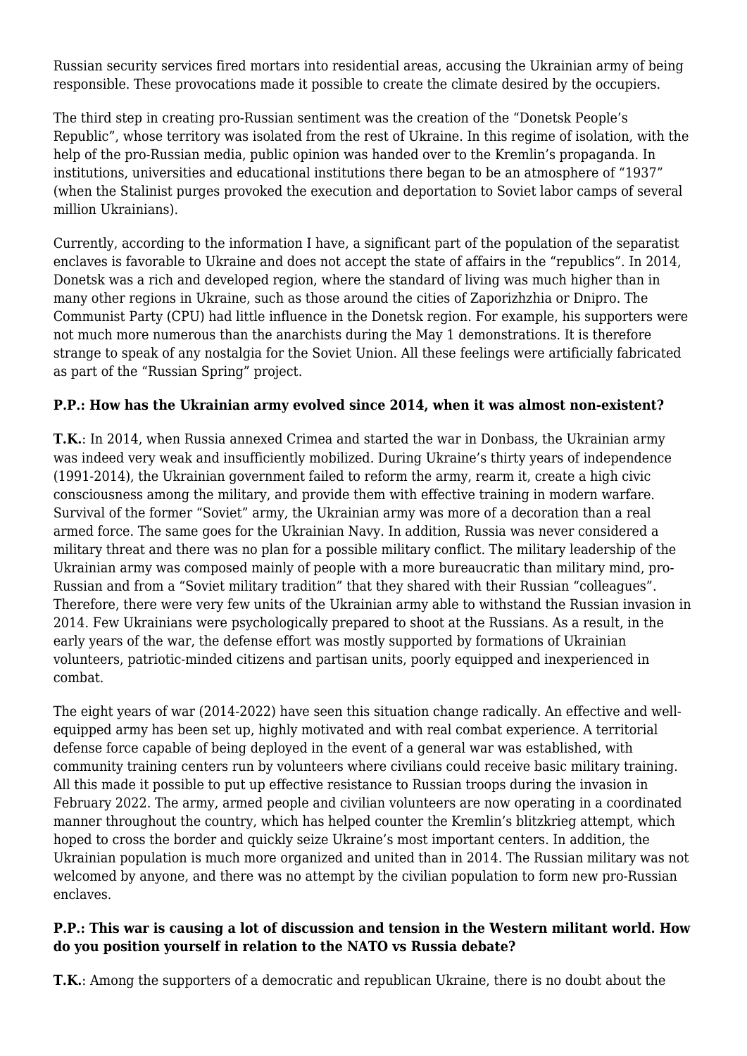Russian security services fired mortars into residential areas, accusing the Ukrainian army of being responsible. These provocations made it possible to create the climate desired by the occupiers.

The third step in creating pro-Russian sentiment was the creation of the "Donetsk People's Republic", whose territory was isolated from the rest of Ukraine. In this regime of isolation, with the help of the pro-Russian media, public opinion was handed over to the Kremlin's propaganda. In institutions, universities and educational institutions there began to be an atmosphere of "1937" (when the Stalinist purges provoked the execution and deportation to Soviet labor camps of several million Ukrainians).

Currently, according to the information I have, a significant part of the population of the separatist enclaves is favorable to Ukraine and does not accept the state of affairs in the "republics". In 2014, Donetsk was a rich and developed region, where the standard of living was much higher than in many other regions in Ukraine, such as those around the cities of Zaporizhzhia or Dnipro. The Communist Party (CPU) had little influence in the Donetsk region. For example, his supporters were not much more numerous than the anarchists during the May 1 demonstrations. It is therefore strange to speak of any nostalgia for the Soviet Union. All these feelings were artificially fabricated as part of the "Russian Spring" project.

**P.P.: How has the Ukrainian army evolved since 2014, when it was almost non-existent?**

**T.K.**: In 2014, when Russia annexed Crimea and started the war in Donbass, the Ukrainian army was indeed very weak and insufficiently mobilized. During Ukraine's thirty years of independence (1991-2014), the Ukrainian government failed to reform the army, rearm it, create a high civic consciousness among the military, and provide them with effective training in modern warfare. Survival of the former "Soviet" army, the Ukrainian army was more of a decoration than a real armed force. The same goes for the Ukrainian Navy. In addition, Russia was never considered a military threat and there was no plan for a possible military conflict. The military leadership of the Ukrainian army was composed mainly of people with a more bureaucratic than military mind, pro-Russian and from a "Soviet military tradition" that they shared with their Russian "colleagues". Therefore, there were very few units of the Ukrainian army able to withstand the Russian invasion in 2014. Few Ukrainians were psychologically prepared to shoot at the Russians. As a result, in the early years of the war, the defense effort was mostly supported by formations of Ukrainian volunteers, patriotic-minded citizens and partisan units, poorly equipped and inexperienced in combat.

The eight years of war (2014-2022) have seen this situation change radically. An effective and well-equipped army has been set up, highly motivated and with real combat experience. A territorial defense force capable of being deployed in the event of a general war was established, with community training centers run by volunteers where civilians could receive basic military training. All this made it possible to put up effective resistance to Russian troops during the invasion in February 2022. The army, armed people and civilian volunteers are now operating in a coordinated manner throughout the country, which has helped counter the Kremlin's blitzkrieg attempt, which hoped to cross the border and quickly seize Ukraine's most important centers. In addition, the Ukrainian population is much more organized and united than in 2014. The Russian military was not welcomed by anyone, and there was no attempt by the civilian population to form new pro-Russian enclaves.

**P.P.: This war is causing a lot of discussion and tension in the Western militant world. How do you position yourself in relation to the NATO vs Russia debate?**

**T.K.**: Among the supporters of a democratic and republican Ukraine, there is no doubt about the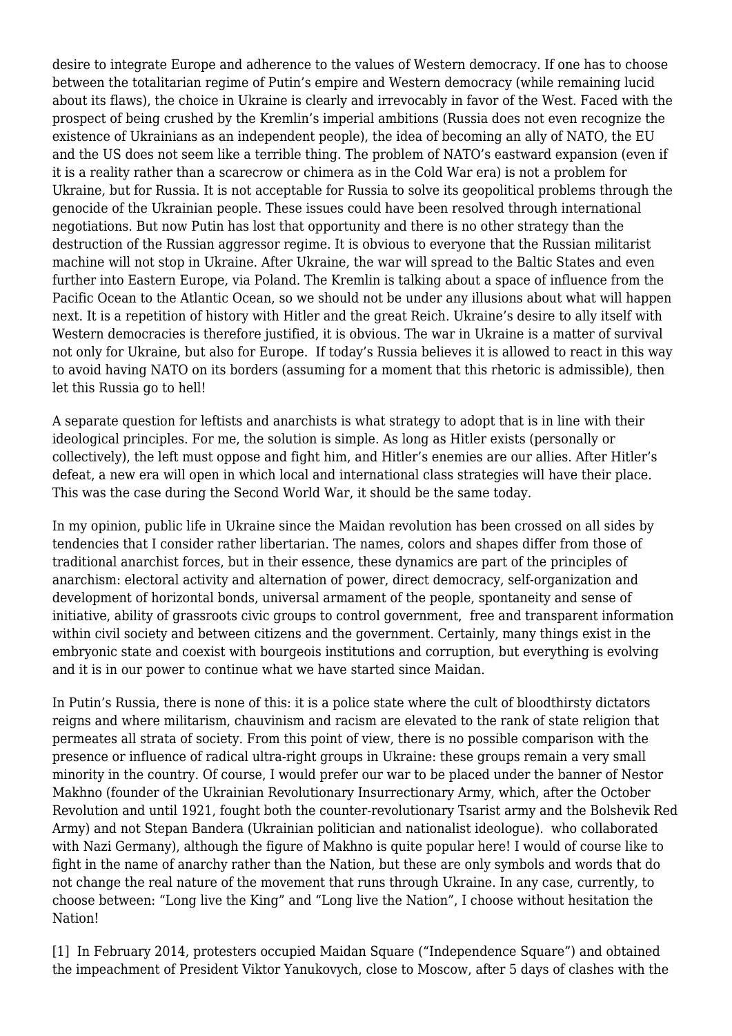desire to integrate Europe and adherence to the values of Western democracy. If one has to choose between the totalitarian regime of Putin's empire and Western democracy (while remaining lucid about its flaws), the choice in Ukraine is clearly and irrevocably in favor of the West. Faced with the prospect of being crushed by the Kremlin's imperial ambitions (Russia does not even recognize the existence of Ukrainians as an independent people), the idea of becoming an ally of NATO, the EU and the US does not seem like a terrible thing. The problem of NATO's eastward expansion (even if it is a reality rather than a scarecrow or chimera as in the Cold War era) is not a problem for Ukraine, but for Russia. It is not acceptable for Russia to solve its geopolitical problems through the genocide of the Ukrainian people. These issues could have been resolved through international negotiations. But now Putin has lost that opportunity and there is no other strategy than the destruction of the Russian aggressor regime. It is obvious to everyone that the Russian militarist machine will not stop in Ukraine. After Ukraine, the war will spread to the Baltic States and even further into Eastern Europe, via Poland. The Kremlin is talking about a space of influence from the Pacific Ocean to the Atlantic Ocean, so we should not be under any illusions about what will happen next. It is a repetition of history with Hitler and the great Reich. Ukraine's desire to ally itself with Western democracies is therefore justified, it is obvious. The war in Ukraine is a matter of survival not only for Ukraine, but also for Europe. If today's Russia believes it is allowed to react in this way to avoid having NATO on its borders (assuming for a moment that this rhetoric is admissible), then let this Russia go to hell!

A separate question for leftists and anarchists is what strategy to adopt that is in line with their ideological principles. For me, the solution is simple. As long as Hitler exists (personally or collectively), the left must oppose and fight him, and Hitler's enemies are our allies. After Hitler's defeat, a new era will open in which local and international class strategies will have their place. This was the case during the Second World War, it should be the same today.

In my opinion, public life in Ukraine since the Maidan revolution has been crossed on all sides by tendencies that I consider rather libertarian. The names, colors and shapes differ from those of traditional anarchist forces, but in their essence, these dynamics are part of the principles of anarchism: electoral activity and alternation of power, direct democracy, self-organization and development of horizontal bonds, universal armament of the people, spontaneity and sense of initiative, ability of grassroots civic groups to control government, free and transparent information within civil society and between citizens and the government. Certainly, many things exist in the embryonic state and coexist with bourgeois institutions and corruption, but everything is evolving and it is in our power to continue what we have started since Maidan.

In Putin's Russia, there is none of this: it is a police state where the cult of bloodthirsty dictators reigns and where militarism, chauvinism and racism are elevated to the rank of state religion that permeates all strata of society. From this point of view, there is no possible comparison with the presence or influence of radical ultra-right groups in Ukraine: these groups remain a very small minority in the country. Of course, I would prefer our war to be placed under the banner of Nestor Makhno (founder of the Ukrainian Revolutionary Insurrectionary Army, which, after the October Revolution and until 1921, fought both the counter-revolutionary Tsarist army and the Bolshevik Red Army) and not Stepan Bandera (Ukrainian politician and nationalist ideologue). who collaborated with Nazi Germany), although the figure of Makhno is quite popular here! I would of course like to fight in the name of anarchy rather than the Nation, but these are only symbols and words that do not change the real nature of the movement that runs through Ukraine. In any case, currently, to choose between: "Long live the King" and "Long live the Nation", I choose without hesitation the Nation!

[1] In February 2014, protesters occupied Maidan Square ("Independence Square") and obtained the impeachment of President Viktor Yanukovych, close to Moscow, after 5 days of clashes with the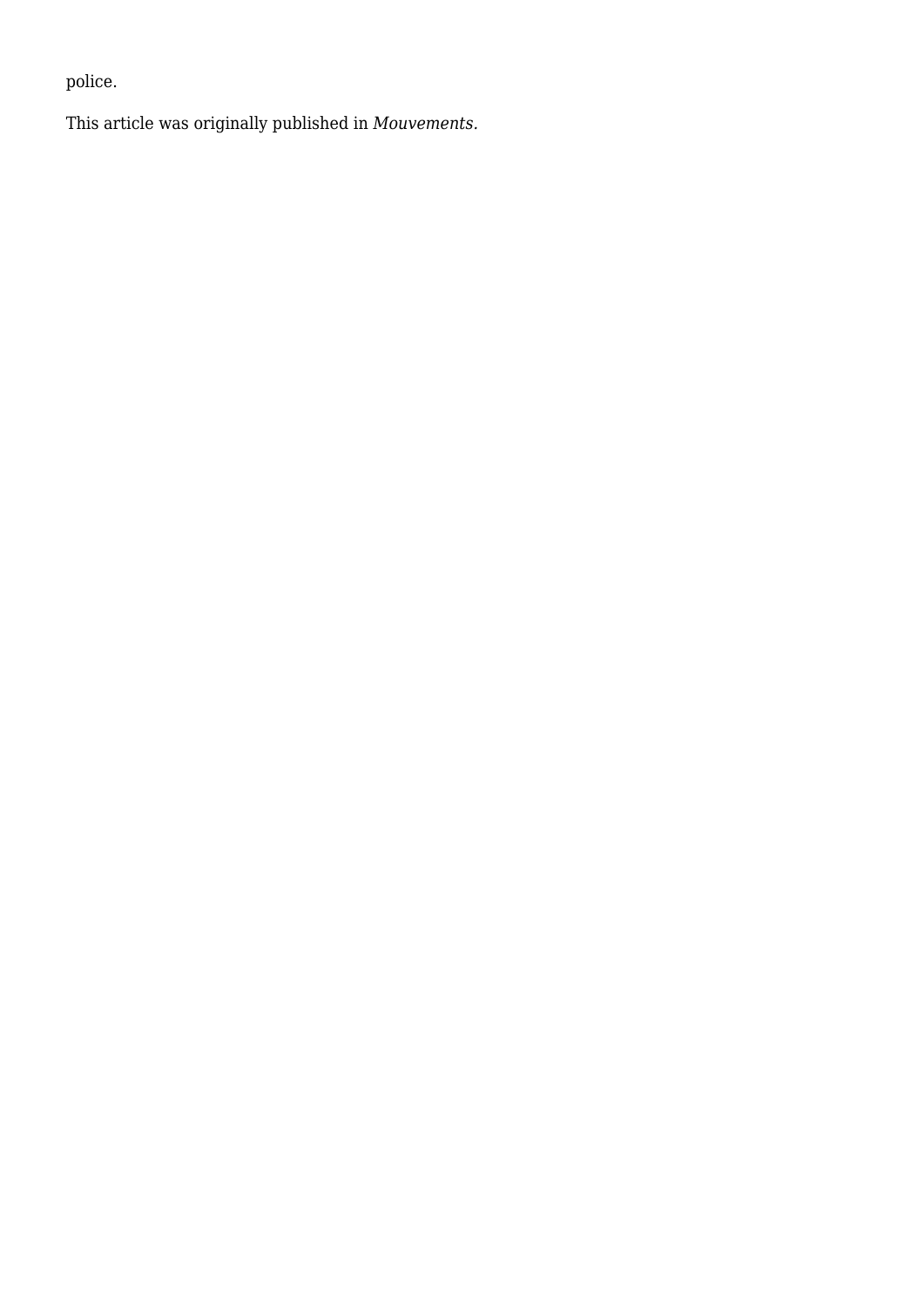police.

This article was originally published in *Mouvements*.